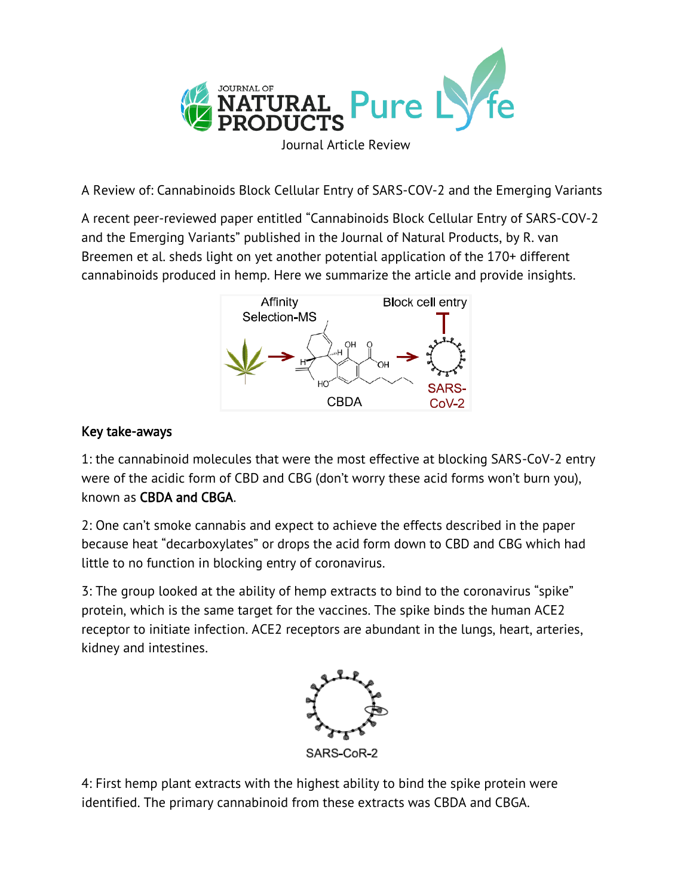Journal Article Review

A Review of: Cannabinoids Block Cellular Entry of SARS-COV-2 and the Emerging Variants

A recent peer-reviewed paper entitled "Cannabinoids Block Cellular Entry of SARS-COV-2 and the Emerging Variants" published in the Journal of Natural Products, by R. van Breemen et al. sheds light on yet another potential application of the 170+ different cannabinoids produced in hemp. Here we summarize the article and provide insights.

## Key take-aways

1: the cannabinoid molecules that were the most effective at blocking SARS-CoV-2 entry were of the acidic form of CBD and CBG (don't worry these acid forms won't burn you), known as **CBDA and CBGA**.

2: One can't smoke cannabis and expect to achieve the effects described in the paper because heat "decarboxylates" or drops the acid form down to CBD and CBG which had little to no function in blocking entry of coronavirus.

3: The group looked at the ability of hemp extracts to bind to the coronavirus "spike" protein, which is the same target for the vaccines. The spike binds the human ACE2 receptor to initiate infection. ACE2 receptors are abundant in the lungs, heart, arteries, kidney and intestines.

SARS-CoR-2

4: First hemp plant extracts with the highest ability to bind the spike protein were identified. The primary cannabinoid from these extracts was CBDA and CBGA.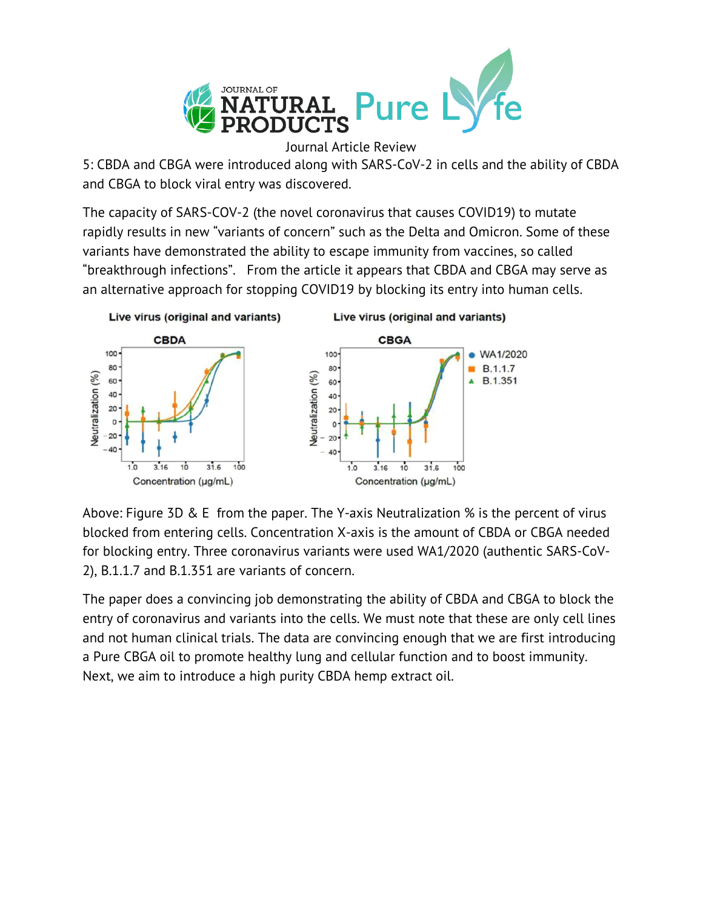Journal Article Review

5: CBDA and CBGA were introduced along with SARS-CoV-2 in cells and the ability of CBDA and CBGA to block viral entry was discovered.

The capacity of SARS-COV-2 (the novel coronavirus that causes COVID19) to mutate rapidly results in new "variants of concern" such as the Delta and Omicron. Some of these variants have demonstrated the ability to escape immunity from vaccines, so called "breakthrough infections". From the article it appears that CBDA and CBGA may serve as an alternative approach for stopping COVID19 by blocking its entry into human cells.

Live virus (original and variants)

CBDA

Neutralization (%)

100
80
60
40
20
0
−20
−40

1.0
3.16
10
31.6
100

Concentration (μg/mL)

Live virus (original and variants)

CBGA

Neutralization (%)

100
80
60
40
20
0
− 20
− 40

1.0
3.16
10
31.6
100

Concentration (μg/mL)

WA1/2020
B.1.1.7
B.1.351

Above: Figure 3D & E from the paper. The Y-axis Neutralization % is the percent of virus blocked from entering cells. Concentration X-axis is the amount of CBDA or CBGA needed for blocking entry. Three coronavirus variants were used WA1/2020 (authentic SARS-CoV-2), B.1.1.7 and B.1.351 are variants of concern.

The paper does a convincing job demonstrating the ability of CBDA and CBGA to block the entry of coronavirus and variants into the cells. We must note that these are only cell lines and not human clinical trials. The data are convincing enough that we are first introducing a Pure CBGA oil to promote healthy lung and cellular function and to boost immunity. Next, we aim to introduce a high purity CBDA hemp extract oil.